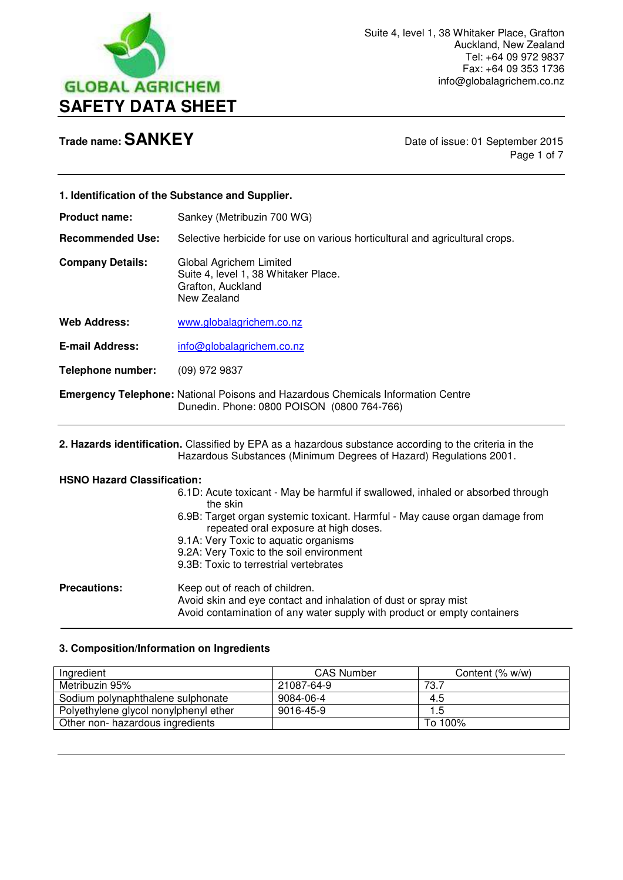GLOBAL AGRICHEM

Suite 4, level 1, 38 Whitaker Place, Grafton
Auckland, New Zealand
Tel: +64 09 972 9837
Fax: +64 09 353 1736
info@globalagrichem.co.nz

# SAFETY DATA SHEET

**Trade name: SANKEY**

Date of issue: 01 September 2015

## 1. Identification of the Substance and Supplier.

**Product name:** Sankey (Metribuzin 700 WG)

**Recommended Use:** Selective herbicide for use on various horticultural and agricultural crops.

**Company Details:** Global Agrichem Limited
Suite 4, level 1, 38 Whitaker Place.
Grafton, Auckland
New Zealand

**Web Address:** www.globalagrichem.co.nz

**E-mail Address:** info@globalagrichem.co.nz

**Telephone number:** (09) 972 9837

**Emergency Telephone:** National Poisons and Hazardous Chemicals Information Centre Dunedin. Phone: 0800 POISON (0800 764-766)

## 2. Hazards identification.

Classified by EPA as a hazardous substance according to the criteria in the Hazardous Substances (Minimum Degrees of Hazard) Regulations 2001.

**HSNO Hazard Classification:**

- 6.1D: Acute toxicant - May be harmful if swallowed, inhaled or absorbed through the skin
- 6.9B: Target organ systemic toxicant. Harmful - May cause organ damage from repeated oral exposure at high doses.
- 9.1A: Very Toxic to aquatic organisms
- 9.2A: Very Toxic to the soil environment
- 9.3B: Toxic to terrestrial vertebrates

**Precautions:** Keep out of reach of children.
Avoid skin and eye contact and inhalation of dust or spray mist
Avoid contamination of any water supply with product or empty containers

## 3. Composition/Information on Ingredients

| Ingredient | CAS Number | Content (% w/w) |
|---|---|---|
| Metribuzin 95% | 21087-64-9 | 73.7 |
| Sodium polynaphthalene sulphonate | 9084-06-4 | 4.5 |
| Polyethylene glycol nonylphenyl ether | 9016-45-9 | 1.5 |
| Other non- hazardous ingredients | | To 100% |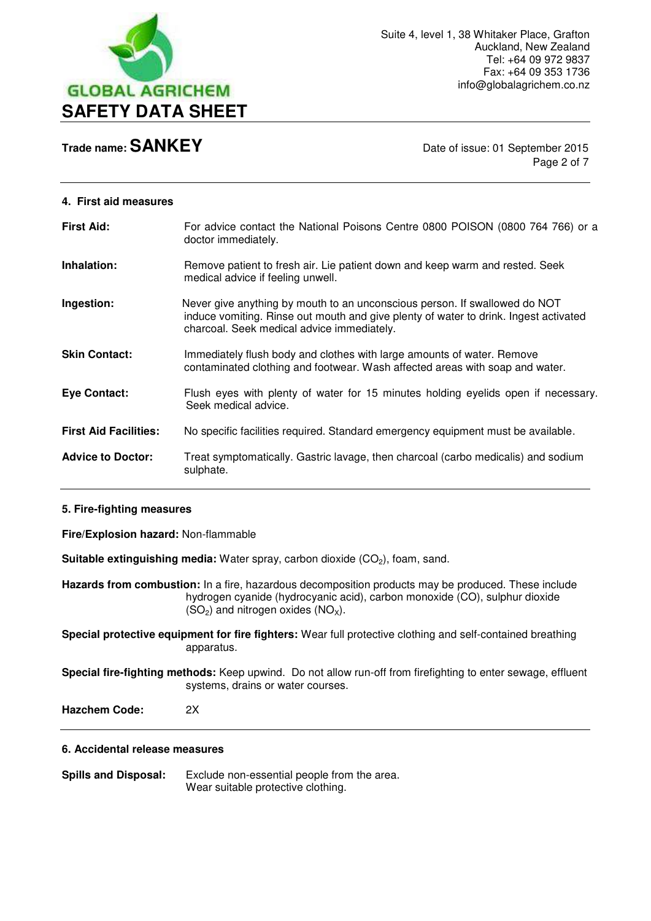## 4. First aid measures

**First Aid:** For advice contact the National Poisons Centre 0800 POISON (0800 764 766) or a doctor immediately.

**Inhalation:** Remove patient to fresh air. Lie patient down and keep warm and rested. Seek medical advice if feeling unwell.

**Ingestion:** Never give anything by mouth to an unconscious person. If swallowed do NOT induce vomiting. Rinse out mouth and give plenty of water to drink. Ingest activated charcoal. Seek medical advice immediately.

**Skin Contact:** Immediately flush body and clothes with large amounts of water. Remove contaminated clothing and footwear. Wash affected areas with soap and water.

**Eye Contact:** Flush eyes with plenty of water for 15 minutes holding eyelids open if necessary. Seek medical advice.

**First Aid Facilities:** No specific facilities required. Standard emergency equipment must be available.

**Advice to Doctor:** Treat symptomatically. Gastric lavage, then charcoal (carbo medicalis) and sodium sulphate.

## 5. Fire-fighting measures

**Fire/Explosion hazard:** Non-flammable

**Suitable extinguishing media:** Water spray, carbon dioxide ($CO_2$), foam, sand.

**Hazards from combustion:** In a fire, hazardous decomposition products may be produced. These include hydrogen cyanide (hydrocyanic acid), carbon monoxide (CO), sulphur dioxide ($SO_2$) and nitrogen oxides ($NO_X$).

**Special protective equipment for fire fighters:** Wear full protective clothing and self-contained breathing apparatus.

**Special fire-fighting methods:** Keep upwind. Do not allow run-off from firefighting to enter sewage, effluent systems, drains or water courses.

**Hazchem Code:** 2X

## 6. Accidental release measures

**Spills and Disposal:** Exclude non-essential people from the area.
Wear suitable protective clothing.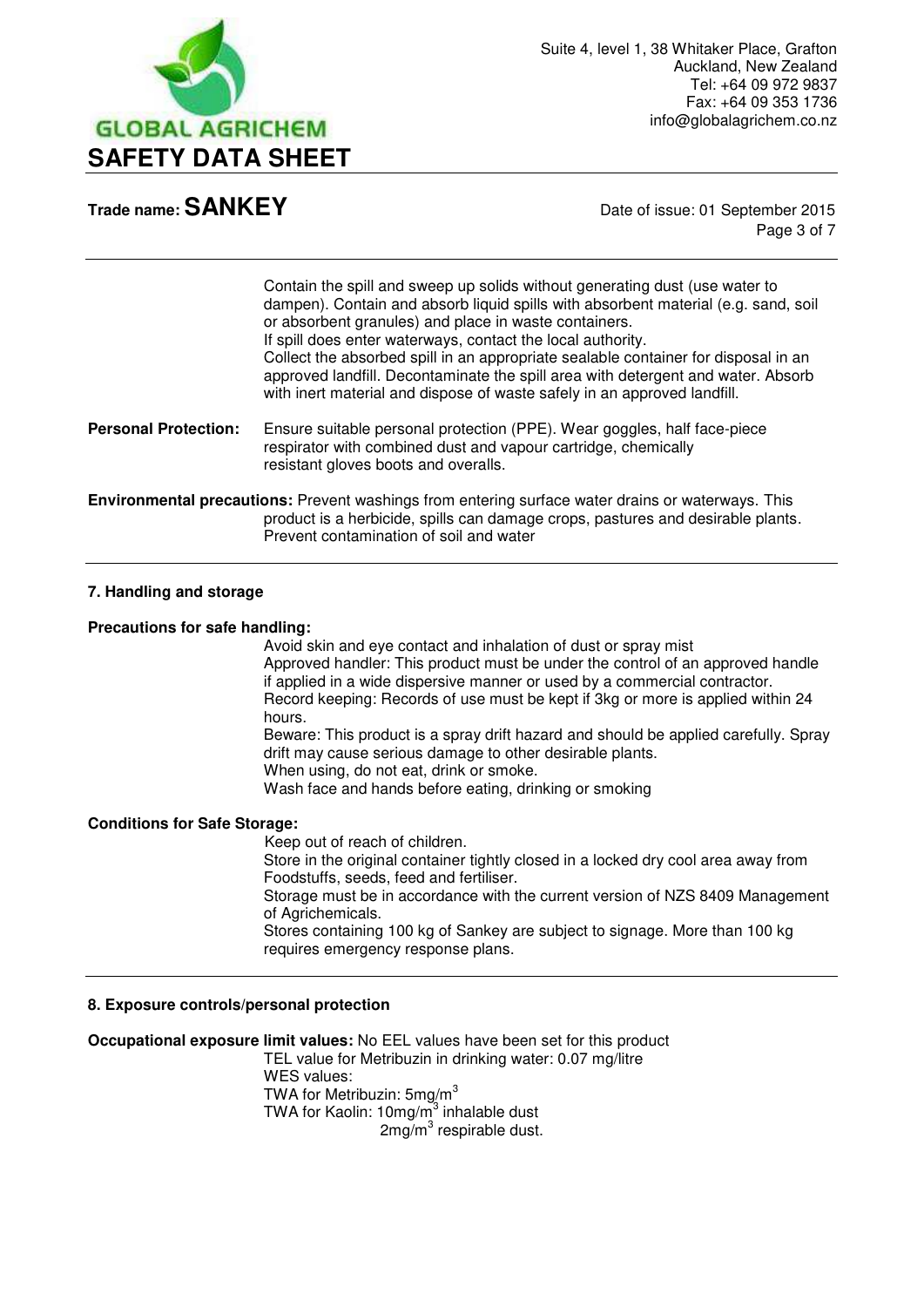Contain the spill and sweep up solids without generating dust (use water to dampen). Contain and absorb liquid spills with absorbent material (e.g. sand, soil or absorbent granules) and place in waste containers.
If spill does enter waterways, contact the local authority.
Collect the absorbed spill in an appropriate sealable container for disposal in an approved landfill. Decontaminate the spill area with detergent and water. Absorb with inert material and dispose of waste safely in an approved landfill.

**Personal Protection:** Ensure suitable personal protection (PPE). Wear goggles, half face-piece respirator with combined dust and vapour cartridge, chemically resistant gloves boots and overalls.

**Environmental precautions:** Prevent washings from entering surface water drains or waterways. This product is a herbicide, spills can damage crops, pastures and desirable plants. Prevent contamination of soil and water

## 7. Handling and storage

**Precautions for safe handling:**

Avoid skin and eye contact and inhalation of dust or spray mist
Approved handler: This product must be under the control of an approved handle if applied in a wide dispersive manner or used by a commercial contractor.
Record keeping: Records of use must be kept if 3kg or more is applied within 24 hours.
Beware: This product is a spray drift hazard and should be applied carefully. Spray drift may cause serious damage to other desirable plants.
When using, do not eat, drink or smoke.
Wash face and hands before eating, drinking or smoking

**Conditions for Safe Storage:**

Keep out of reach of children.
Store in the original container tightly closed in a locked dry cool area away from Foodstuffs, seeds, feed and fertiliser.
Storage must be in accordance with the current version of NZS 8409 Management of Agrichemicals.
Stores containing 100 kg of Sankey are subject to signage. More than 100 kg requires emergency response plans.

## 8. Exposure controls/personal protection

**Occupational exposure limit values:** No EEL values have been set for this product
TEL value for Metribuzin in drinking water: 0.07 mg/litre
WES values:
TWA for Metribuzin: 5mg/m$^3$
TWA for Kaolin: 10mg/m$^3$ inhalable dust
2mg/m$^3$ respirable dust.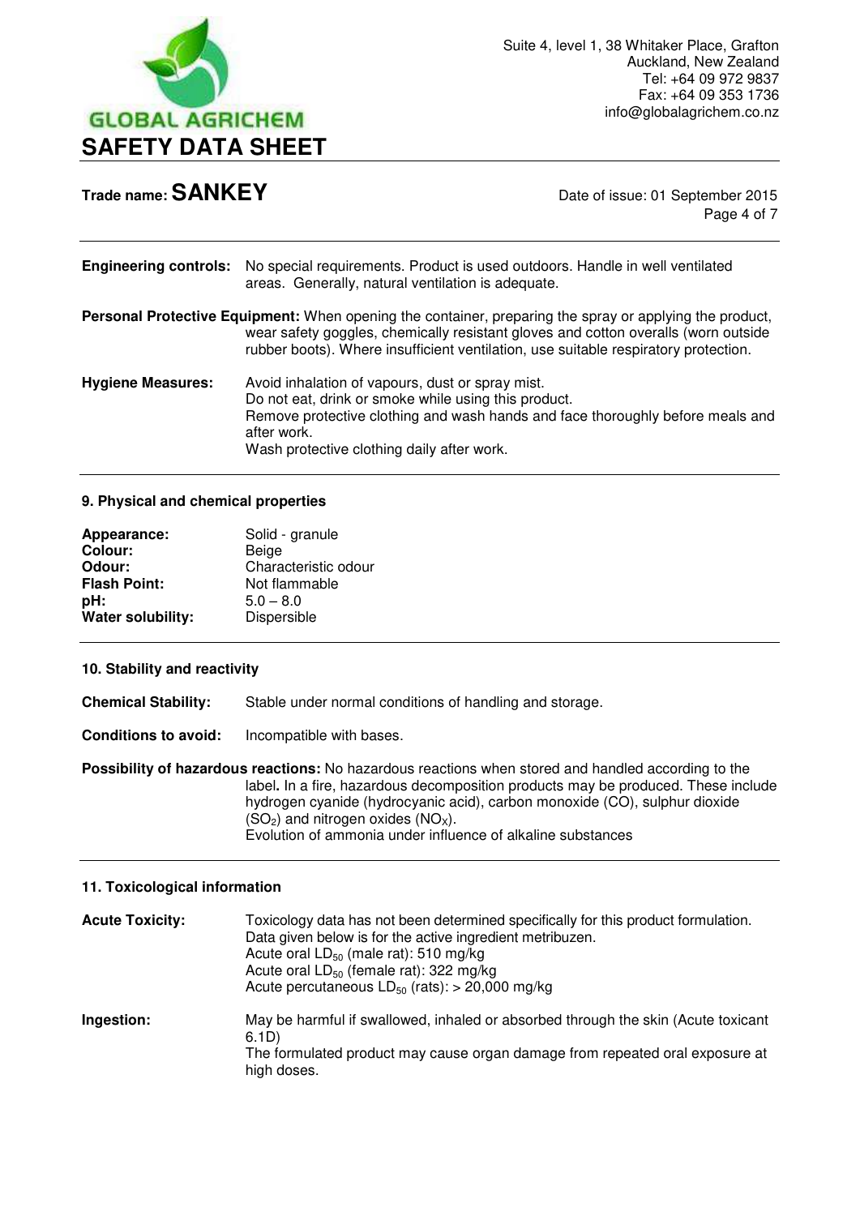**Engineering controls:** No special requirements. Product is used outdoors. Handle in well ventilated areas. Generally, natural ventilation is adequate.

**Personal Protective Equipment:** When opening the container, preparing the spray or applying the product, wear safety goggles, chemically resistant gloves and cotton overalls (worn outside rubber boots). Where insufficient ventilation, use suitable respiratory protection.

**Hygiene Measures:** Avoid inhalation of vapours, dust or spray mist.
Do not eat, drink or smoke while using this product.
Remove protective clothing and wash hands and face thoroughly before meals and after work.
Wash protective clothing daily after work.

## 9. Physical and chemical properties

| | |
|---|---|
| **Appearance:** | Solid - granule |
| **Colour:** | Beige |
| **Odour:** | Characteristic odour |
| **Flash Point:** | Not flammable |
| **pH:** | 5.0 – 8.0 |
| **Water solubility:** | Dispersible |

## 10. Stability and reactivity

**Chemical Stability:** Stable under normal conditions of handling and storage.

**Conditions to avoid:** Incompatible with bases.

**Possibility of hazardous reactions:** No hazardous reactions when stored and handled according to the label. In a fire, hazardous decomposition products may be produced. These include hydrogen cyanide (hydrocyanic acid), carbon monoxide (CO), sulphur dioxide ($SO_2$) and nitrogen oxides ($NO_X$).
Evolution of ammonia under influence of alkaline substances

## 11. Toxicological information

**Acute Toxicity:** Toxicology data has not been determined specifically for this product formulation. Data given below is for the active ingredient metribuzen.
Acute oral $LD_{50}$ (male rat): 510 mg/kg
Acute oral $LD_{50}$ (female rat): 322 mg/kg
Acute percutaneous $LD_{50}$ (rats): > 20,000 mg/kg

**Ingestion:** May be harmful if swallowed, inhaled or absorbed through the skin (Acute toxicant 6.1D)
The formulated product may cause organ damage from repeated oral exposure at high doses.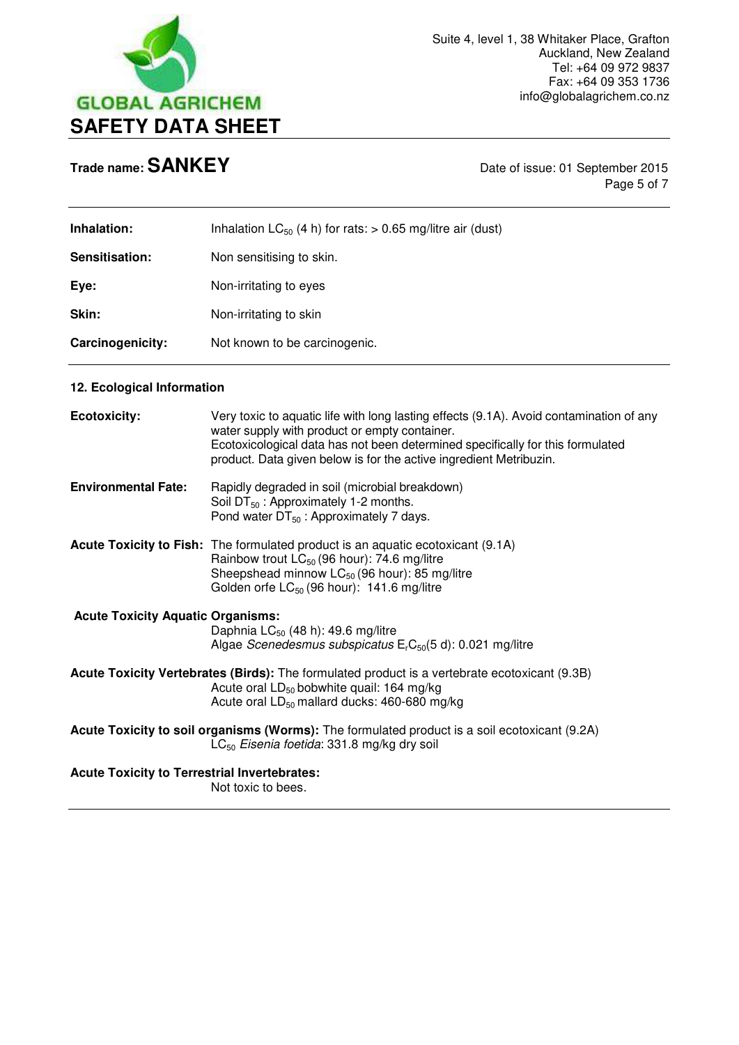| | |
|---|---|
| **Inhalation:** | Inhalation $LC_{50}$ (4 h) for rats: > 0.65 mg/litre air (dust) |
| **Sensitisation:** | Non sensitising to skin. |
| **Eye:** | Non-irritating to eyes |
| **Skin:** | Non-irritating to skin |
| **Carcinogenicity:** | Not known to be carcinogenic. |

### 12. Ecological Information

**Ecotoxicity:** Very toxic to aquatic life with long lasting effects (9.1A). Avoid contamination of any water supply with product or empty container.
Ecotoxicological data has not been determined specifically for this formulated product. Data given below is for the active ingredient Metribuzin.

**Environmental Fate:** Rapidly degraded in soil (microbial breakdown)
Soil $DT_{50}$ : Approximately 1-2 months.
Pond water $DT_{50}$ : Approximately 7 days.

**Acute Toxicity to Fish:** The formulated product is an aquatic ecotoxicant (9.1A)
Rainbow trout $LC_{50}$ (96 hour): 74.6 mg/litre
Sheepshead minnow $LC_{50}$ (96 hour): 85 mg/litre
Golden orfe $LC_{50}$ (96 hour): 141.6 mg/litre

**Acute Toxicity Aquatic Organisms:**
Daphnia $LC_{50}$ (48 h): 49.6 mg/litre
Algae *Scenedesmus subspicatus* $E_rC_{50}$(5 d): 0.021 mg/litre

**Acute Toxicity Vertebrates (Birds):** The formulated product is a vertebrate ecotoxicant (9.3B)
Acute oral $LD_{50}$ bobwhite quail: 164 mg/kg
Acute oral $LD_{50}$ mallard ducks: 460-680 mg/kg

**Acute Toxicity to soil organisms (Worms):** The formulated product is a soil ecotoxicant (9.2A)
$LC_{50}$ *Eisenia foetida*: 331.8 mg/kg dry soil

**Acute Toxicity to Terrestrial Invertebrates:**
Not toxic to bees.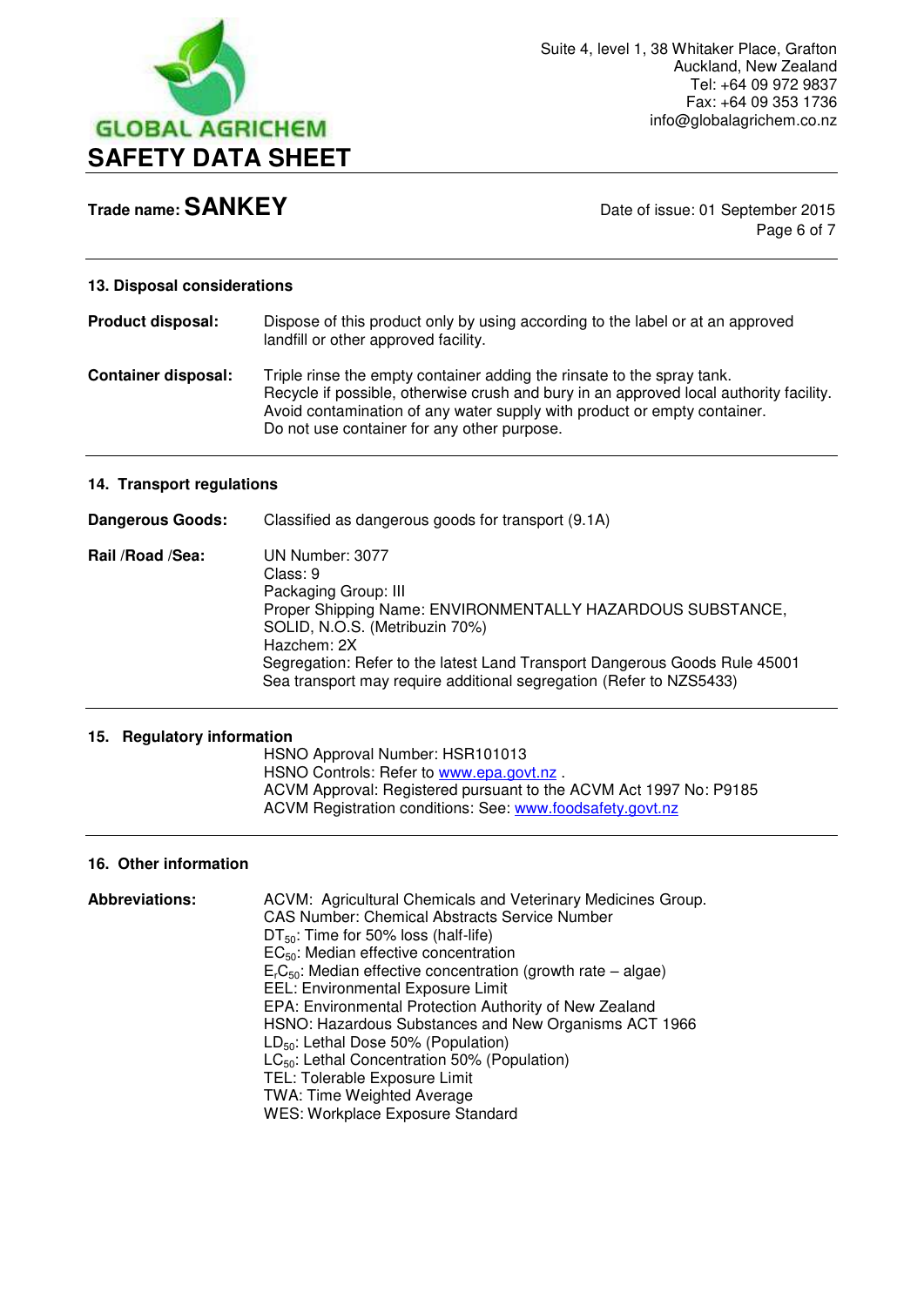## 13. Disposal considerations

**Product disposal:** Dispose of this product only by using according to the label or at an approved landfill or other approved facility.

**Container disposal:** Triple rinse the empty container adding the rinsate to the spray tank. Recycle if possible, otherwise crush and bury in an approved local authority facility. Avoid contamination of any water supply with product or empty container. Do not use container for any other purpose.

## 14. Transport regulations

**Dangerous Goods:** Classified as dangerous goods for transport (9.1A)

**Rail /Road /Sea:**
UN Number: 3077
Class: 9
Packaging Group: III
Proper Shipping Name: ENVIRONMENTALLY HAZARDOUS SUBSTANCE, SOLID, N.O.S. (Metribuzin 70%)
Hazchem: 2X
Segregation: Refer to the latest Land Transport Dangerous Goods Rule 45001
Sea transport may require additional segregation (Refer to NZS5433)

## 15. Regulatory information

HSNO Approval Number: HSR101013
HSNO Controls: Refer to [www.epa.govt.nz](www.epa.govt.nz) .
ACVM Approval: Registered pursuant to the ACVM Act 1997 No: P9185
ACVM Registration conditions: See: [www.foodsafety.govt.nz](www.foodsafety.govt.nz)

## 16. Other information

**Abbreviations:**
ACVM: Agricultural Chemicals and Veterinary Medicines Group.
CAS Number: Chemical Abstracts Service Number
$DT_{50}$: Time for 50% loss (half-life)
$EC_{50}$: Median effective concentration
$E_rC_{50}$: Median effective concentration (growth rate – algae)
EEL: Environmental Exposure Limit
EPA: Environmental Protection Authority of New Zealand
HSNO: Hazardous Substances and New Organisms ACT 1966
$LD_{50}$: Lethal Dose 50% (Population)
$LC_{50}$: Lethal Concentration 50% (Population)
TEL: Tolerable Exposure Limit
TWA: Time Weighted Average
WES: Workplace Exposure Standard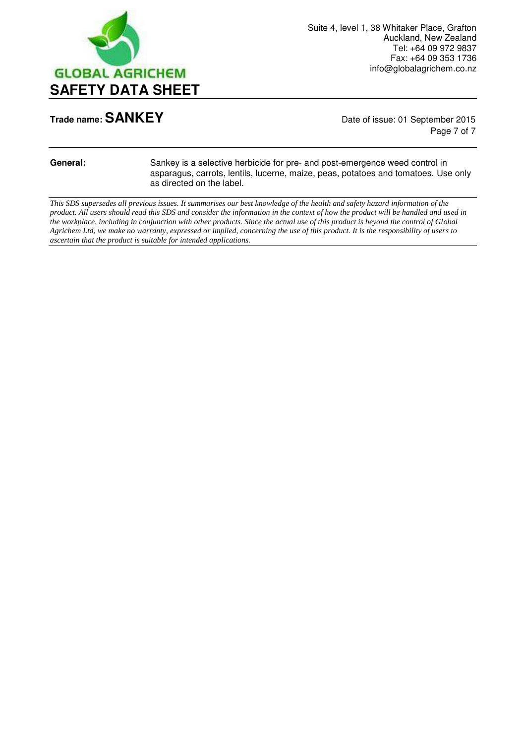**General:** Sankey is a selective herbicide for pre- and post-emergence weed control in asparagus, carrots, lentils, lucerne, maize, peas, potatoes and tomatoes. Use only as directed on the label.

*This SDS supersedes all previous issues. It summarises our best knowledge of the health and safety hazard information of the product. All users should read this SDS and consider the information in the context of how the product will be handled and used in the workplace, including in conjunction with other products. Since the actual use of this product is beyond the control of Global Agrichem Ltd, we make no warranty, expressed or implied, concerning the use of this product. It is the responsibility of users to ascertain that the product is suitable for intended applications.*